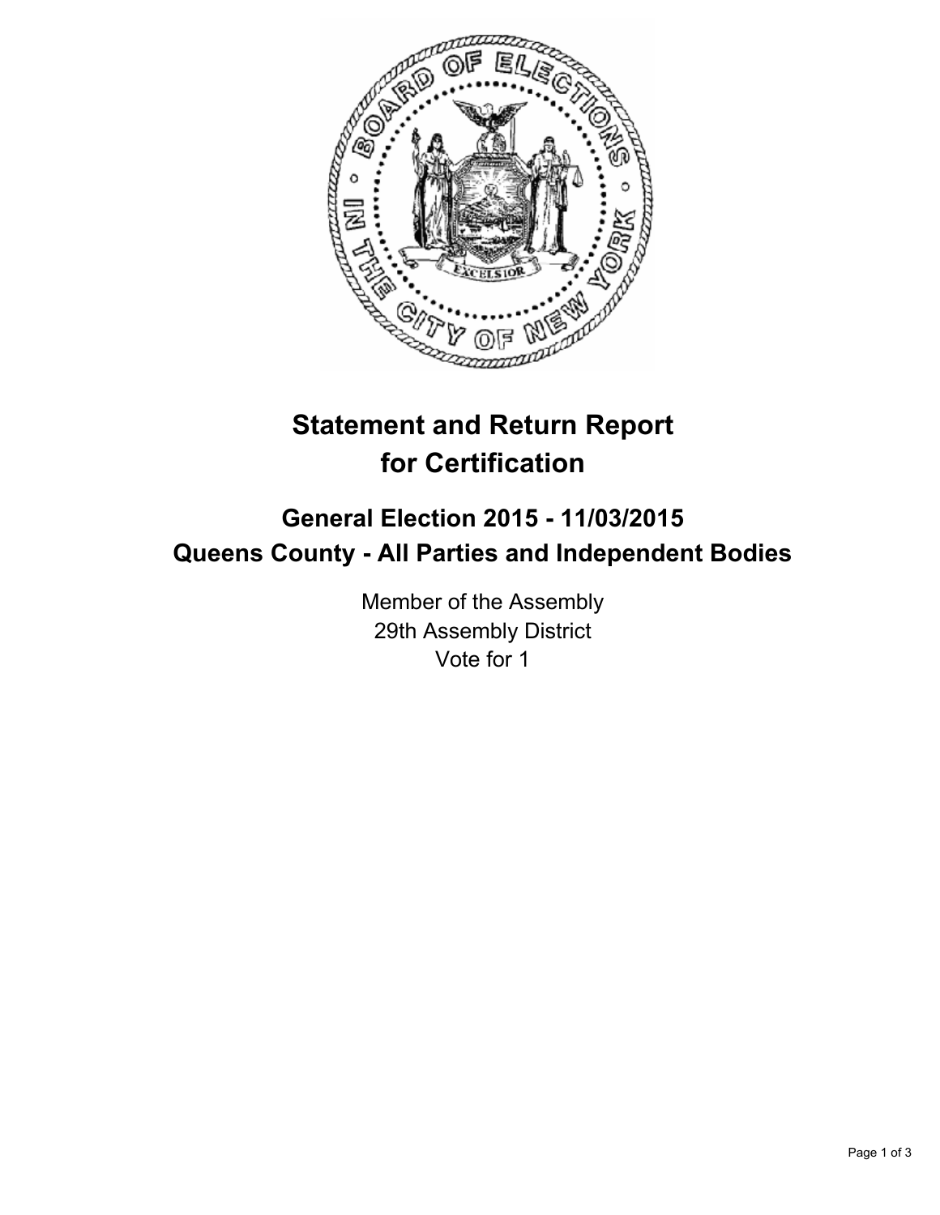# Statement and Return Report for Certification

## General Election 2015 - 11/03/2015
## Queens County - All Parties and Independent Bodies

Member of the Assembly
29th Assembly District
Vote for 1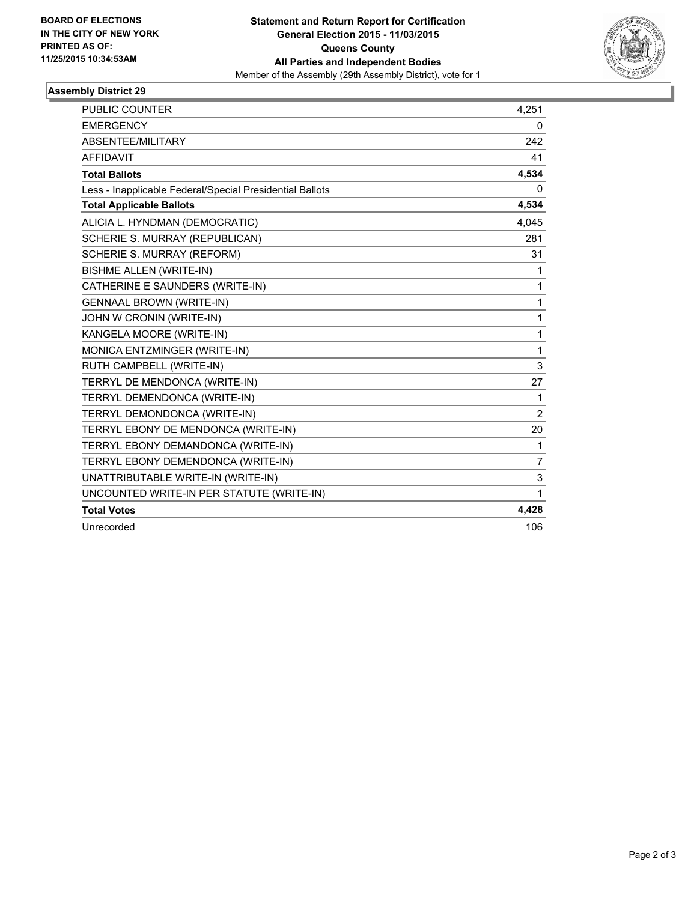**BOARD OF ELECTIONS IN THE CITY OF NEW YORK PRINTED AS OF: 11/25/2015 10:34:53AM**

**Statement and Return Report for Certification**
**General Election 2015 - 11/03/2015**
**Queens County**
**All Parties and Independent Bodies**
Member of the Assembly (29th Assembly District), vote for 1

## Assembly District 29

| | |
|---|---|
| PUBLIC COUNTER | 4,251 |
| EMERGENCY | 0 |
| ABSENTEE/MILITARY | 242 |
| AFFIDAVIT | 41 |
| **Total Ballots** | **4,534** |
| Less - Inapplicable Federal/Special Presidential Ballots | 0 |
| **Total Applicable Ballots** | **4,534** |
| ALICIA L. HYNDMAN (DEMOCRATIC) | 4,045 |
| SCHERIE S. MURRAY (REPUBLICAN) | 281 |
| SCHERIE S. MURRAY (REFORM) | 31 |
| BISHME ALLEN (WRITE-IN) | 1 |
| CATHERINE E SAUNDERS (WRITE-IN) | 1 |
| GENNAAL BROWN (WRITE-IN) | 1 |
| JOHN W CRONIN (WRITE-IN) | 1 |
| KANGELA MOORE (WRITE-IN) | 1 |
| MONICA ENTZMINGER (WRITE-IN) | 1 |
| RUTH CAMPBELL (WRITE-IN) | 3 |
| TERRYL DE MENDONCA (WRITE-IN) | 27 |
| TERRYL DEMENDONCA (WRITE-IN) | 1 |
| TERRYL DEMONDONCA (WRITE-IN) | 2 |
| TERRYL EBONY DE MENDONCA (WRITE-IN) | 20 |
| TERRYL EBONY DEMANDONCA (WRITE-IN) | 1 |
| TERRYL EBONY DEMENDONCA (WRITE-IN) | 7 |
| UNATTRIBUTABLE WRITE-IN (WRITE-IN) | 3 |
| UNCOUNTED WRITE-IN PER STATUTE (WRITE-IN) | 1 |
| **Total Votes** | **4,428** |
| Unrecorded | 106 |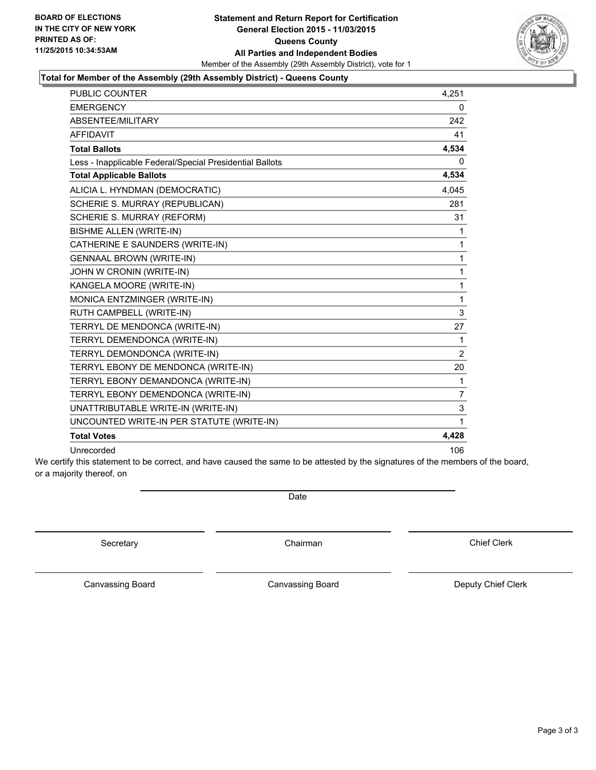**BOARD OF ELECTIONS IN THE CITY OF NEW YORK PRINTED AS OF: 11/25/2015 10:34:53AM**

# Statement and Return Report for Certification
## General Election 2015 - 11/03/2015
## Queens County
## All Parties and Independent Bodies

Member of the Assembly (29th Assembly District), vote for 1

### Total for Member of the Assembly (29th Assembly District) - Queens County

| | |
|---|---|
| PUBLIC COUNTER | 4,251 |
| EMERGENCY | 0 |
| ABSENTEE/MILITARY | 242 |
| AFFIDAVIT | 41 |
| **Total Ballots** | **4,534** |
| Less - Inapplicable Federal/Special Presidential Ballots | 0 |
| **Total Applicable Ballots** | **4,534** |
| ALICIA L. HYNDMAN (DEMOCRATIC) | 4,045 |
| SCHERIE S. MURRAY (REPUBLICAN) | 281 |
| SCHERIE S. MURRAY (REFORM) | 31 |
| BISHME ALLEN (WRITE-IN) | 1 |
| CATHERINE E SAUNDERS (WRITE-IN) | 1 |
| GENNAAL BROWN (WRITE-IN) | 1 |
| JOHN W CRONIN (WRITE-IN) | 1 |
| KANGELA MOORE (WRITE-IN) | 1 |
| MONICA ENTZMINGER (WRITE-IN) | 1 |
| RUTH CAMPBELL (WRITE-IN) | 3 |
| TERRYL DE MENDONCA (WRITE-IN) | 27 |
| TERRYL DEMENDONCA (WRITE-IN) | 1 |
| TERRYL DEMONDONCA (WRITE-IN) | 2 |
| TERRYL EBONY DE MENDONCA (WRITE-IN) | 20 |
| TERRYL EBONY DEMANDONCA (WRITE-IN) | 1 |
| TERRYL EBONY DEMENDONCA (WRITE-IN) | 7 |
| UNATTRIBUTABLE WRITE-IN (WRITE-IN) | 3 |
| UNCOUNTED WRITE-IN PER STATUTE (WRITE-IN) | 1 |
| **Total Votes** | **4,428** |
| Unrecorded | 106 |

We certify this statement to be correct, and have caused the same to be attested by the signatures of the members of the board, or a majority thereof, on

Date

Secretary | Chairman | Chief Clerk

Canvassing Board | Canvassing Board | Deputy Chief Clerk